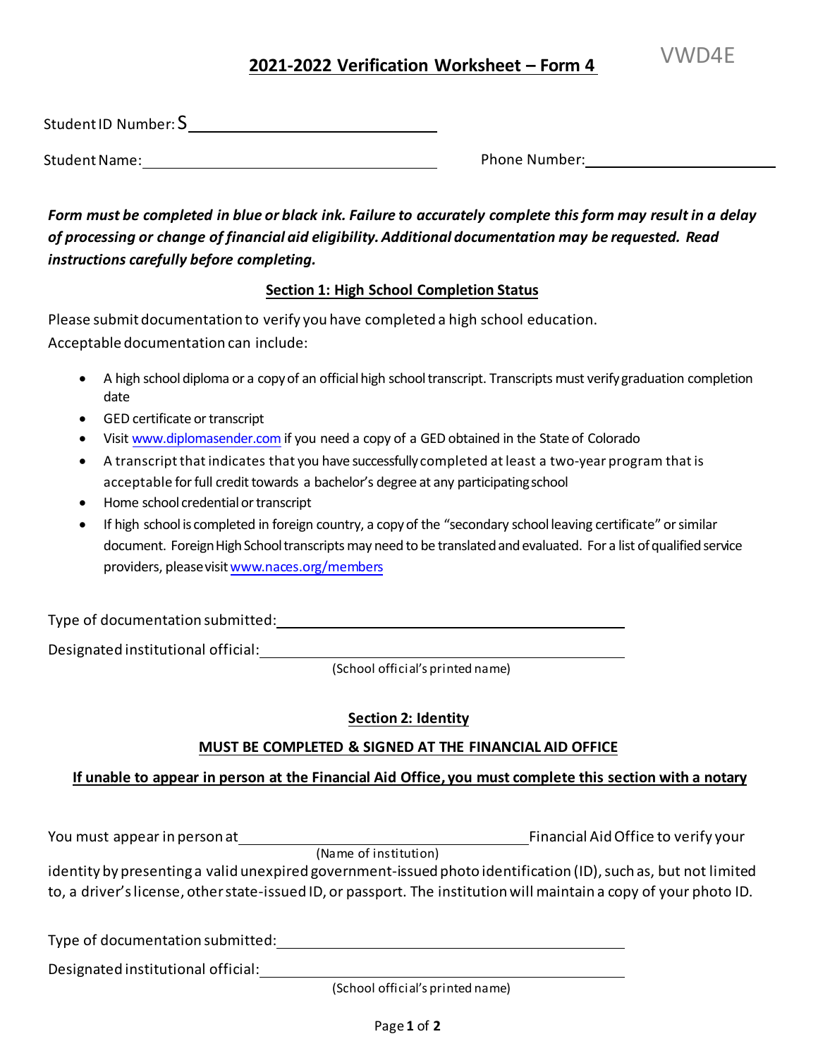VWD4E

# 2021-2022 Verification Worksheet – Form 4

Student ID Number: S\_\_\_\_\_\_\_\_\_\_\_\_\_\_\_\_\_\_\_\_\_\_\_\_\_\_\_\_

Student Name: \_\_\_\_\_\_\_\_\_\_\_\_\_\_\_\_\_\_\_\_\_\_\_\_\_\_\_\_\_\_\_\_\_\_ Phone Number: \_\_\_\_\_\_\_\_\_\_\_\_\_\_\_\_\_\_\_\_\_\_

***Form must be completed in blue or black ink. Failure to accurately complete this form may result in a delay of processing or change of financial aid eligibility. Additional documentation may be requested. Read instructions carefully before completing.***

## Section 1: High School Completion Status

Please submit documentation to verify you have completed a high school education.
Acceptable documentation can include:

- A high school diploma or a copy of an official high school transcript. Transcripts must verify graduation completion date
- GED certificate or transcript
- Visit www.diplomasender.com if you need a copy of a GED obtained in the State of Colorado
- A transcript that indicates that you have successfully completed at least a two-year program that is acceptable for full credit towards a bachelor's degree at any participating school
- Home school credential or transcript
- If high school is completed in foreign country, a copy of the "secondary school leaving certificate" or similar document. Foreign High School transcripts may need to be translated and evaluated. For a list of qualified service providers, please visit www.naces.org/members

Type of documentation submitted: \_\_\_\_\_\_\_\_\_\_\_\_\_\_\_\_\_\_\_\_\_\_\_\_\_\_\_\_\_\_\_\_\_\_\_\_\_\_

Designated institutional official: \_\_\_\_\_\_\_\_\_\_\_\_\_\_\_\_\_\_\_\_\_\_\_\_\_\_\_\_\_\_\_\_\_\_\_\_\_\_
(School official's printed name)

## Section 2: Identity

**MUST BE COMPLETED & SIGNED AT THE FINANCIAL AID OFFICE**

**If unable to appear in person at the Financial Aid Office, you must complete this section with a notary**

You must appear in person at \_\_\_\_\_\_\_\_\_\_\_\_\_\_\_\_\_\_\_\_\_\_\_\_\_\_\_\_\_\_\_\_ (Name of institution) Financial Aid Office to verify your identity by presenting a valid unexpired government-issued photo identification (ID), such as, but not limited to, a driver's license, other state-issued ID, or passport. The institution will maintain a copy of your photo ID.

Type of documentation submitted: \_\_\_\_\_\_\_\_\_\_\_\_\_\_\_\_\_\_\_\_\_\_\_\_\_\_\_\_\_\_\_\_\_\_\_\_\_\_

Designated institutional official: \_\_\_\_\_\_\_\_\_\_\_\_\_\_\_\_\_\_\_\_\_\_\_\_\_\_\_\_\_\_\_\_\_\_\_\_\_\_
(School official's printed name)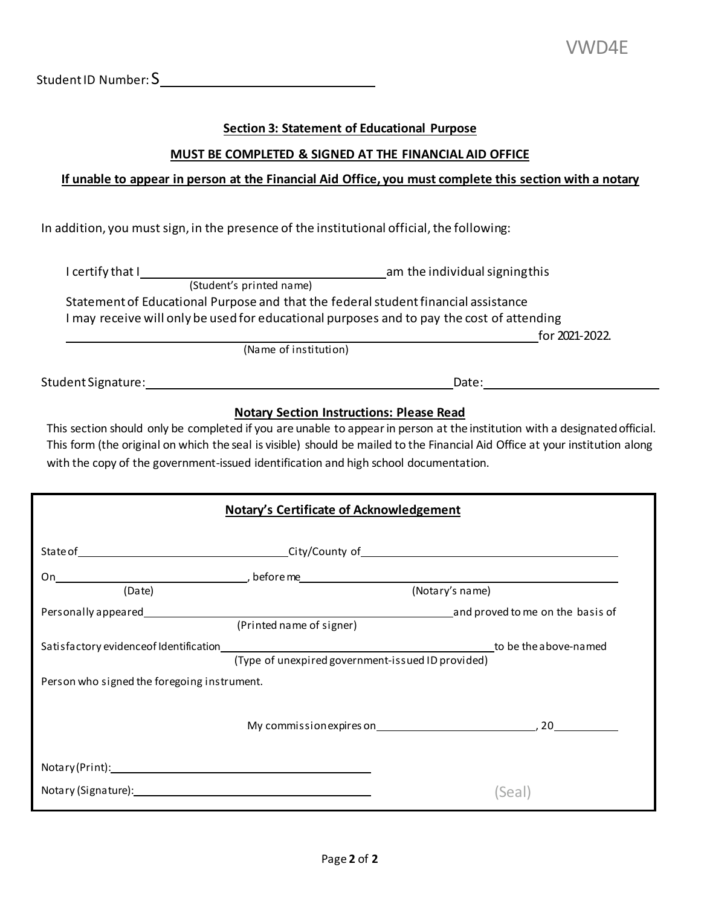VWD4E

Student ID Number: S______________________________

**Section 3: Statement of Educational Purpose**

**MUST BE COMPLETED & SIGNED AT THE FINANCIAL AID OFFICE**

**If unable to appear in person at the Financial Aid Office, you must complete this section with a notary**

In addition, you must sign, in the presence of the institutional official, the following:

I certify that I ______________________________ am the individual signing this
(Student's printed name)
Statement of Educational Purpose and that the federal student financial assistance I may receive will only be used for educational purposes and to pay the cost of attending
______________________________________________________________ for 2021-2022.
(Name of institution)

Student Signature: ______________________________ Date: ____________________

**Notary Section Instructions: Please Read**

This section should only be completed if you are unable to appear in person at the institution with a designated official. This form (the original on which the seal is visible) should be mailed to the Financial Aid Office at your institution along with the copy of the government-issued identification and high school documentation.

**Notary's Certificate of Acknowledgement**

State of ______________________________ City/County of ______________________________

On ______________________________, before me ______________________________
(Date) (Notary's name)

Personally appeared ______________________________ and proved to me on the basis of
(Printed name of signer)

Satisfactory evidence of Identification ______________________________ to be the above-named
(Type of unexpired government-issued ID provided)

Person who signed the foregoing instrument.

My commission expires on ______________________________, 20__________

Notary (Print): ______________________________

Notary (Signature): ______________________________ (Seal)